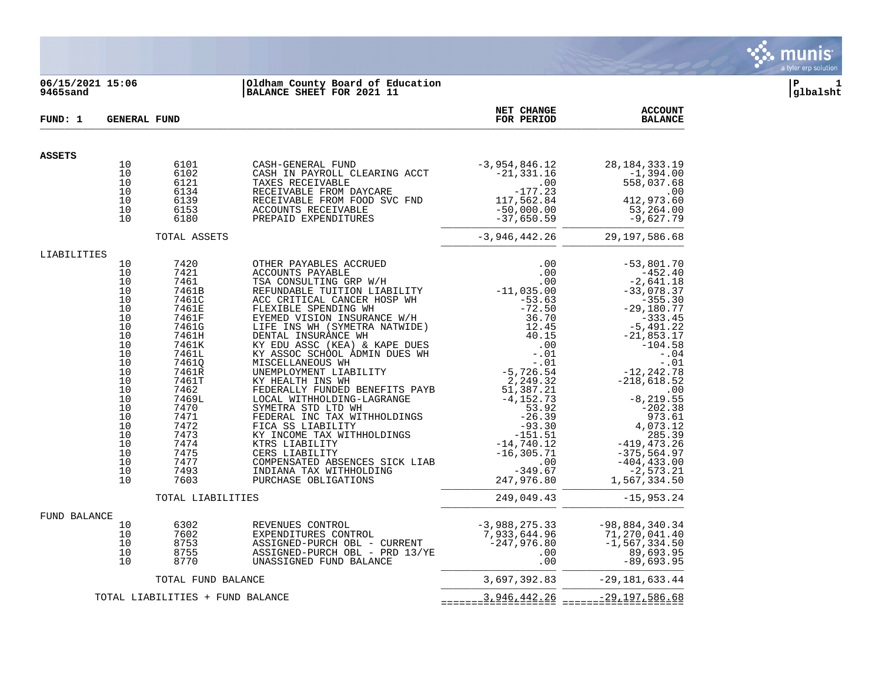06/15/2021 15:06 | Oldham County Board of Education
9465sand | BALANCE SHEET FOR 2021 11

P 1
glbalsht

**FUND: 1 GENERAL FUND**

| | | | | NET CHANGE FOR PERIOD | ACCOUNT BALANCE |
|---|---|---|---|---|---|
| **ASSETS** | | | | | |
| | 10 | 6101 | CASH-GENERAL FUND | -3,954,846.12 | 28,184,333.19 |
| | 10 | 6102 | CASH IN PAYROLL CLEARING ACCT | -21,331.16 | -1,394.00 |
| | 10 | 6121 | TAXES RECEIVABLE | .00 | 558,037.68 |
| | 10 | 6134 | RECEIVABLE FROM DAYCARE | -177.23 | .00 |
| | 10 | 6139 | RECEIVABLE FROM FOOD SVC FND | 117,562.84 | 412,973.60 |
| | 10 | 6153 | ACCOUNTS RECEIVABLE | -50,000.00 | 53,264.00 |
| | 10 | 6180 | PREPAID EXPENDITURES | -37,650.59 | -9,627.79 |
| | | TOTAL ASSETS | | -3,946,442.26 | 29,197,586.68 |
| LIABILITIES | | | | | |
| | 10 | 7420 | OTHER PAYABLES ACCRUED | .00 | -53,801.70 |
| | 10 | 7421 | ACCOUNTS PAYABLE | .00 | -452.40 |
| | 10 | 7461 | TSA CONSULTING GRP W/H | .00 | -2,641.18 |
| | 10 | 7461B | REFUNDABLE TUITION LIABILITY | -11,035.00 | -33,078.37 |
| | 10 | 7461C | ACC CRITICAL CANCER HOSP WH | -53.63 | -355.30 |
| | 10 | 7461E | FLEXIBLE SPENDING WH | -72.50 | -29,180.77 |
| | 10 | 7461F | EYEMED VISION INSURANCE W/H | 36.70 | -333.45 |
| | 10 | 7461G | LIFE INS WH (SYMETRA NATWIDE) | 12.45 | -5,491.22 |
| | 10 | 7461H | DENTAL INSURANCE WH | 40.15 | -21,853.17 |
| | 10 | 7461K | KY EDU ASSC (KEA) & KAPE DUES | .00 | -104.58 |
| | 10 | 7461L | KY ASSOC SCHOOL ADMIN DUES WH | -.01 | -.04 |
| | 10 | 7461Q | MISCELLANEOUS WH | -.01 | -.01 |
| | 10 | 7461R | UNEMPLOYMENT LIABILITY | -5,726.54 | -12,242.78 |
| | 10 | 7461T | KY HEALTH INS WH | 2,249.32 | -218,618.52 |
| | 10 | 7462 | FEDERALLY FUNDED BENEFITS PAYB | 51,387.21 | .00 |
| | 10 | 7469L | LOCAL WITHHOLDING-LAGRANGE | -4,152.73 | -8,219.55 |
| | 10 | 7470 | SYMETRA STD LTD WH | 53.92 | -202.38 |
| | 10 | 7471 | FEDERAL INC TAX WITHHOLDINGS | -26.39 | 973.61 |
| | 10 | 7472 | FICA SS LIABILITY | -93.30 | 4,073.12 |
| | 10 | 7473 | KY INCOME TAX WITHHOLDINGS | -151.51 | 285.39 |
| | 10 | 7474 | KTRS LIABILITY | -14,740.12 | -419,473.26 |
| | 10 | 7475 | CERS LIABILITY | -16,305.71 | -375,564.97 |
| | 10 | 7477 | COMPENSATED ABSENCES SICK LIAB | .00 | -404,433.00 |
| | 10 | 7493 | INDIANA TAX WITHHOLDING | -349.67 | -2,573.21 |
| | 10 | 7603 | PURCHASE OBLIGATIONS | 247,976.80 | 1,567,334.50 |
| | | TOTAL LIABILITIES | | 249,049.43 | -15,953.24 |
| FUND BALANCE | | | | | |
| | 10 | 6302 | REVENUES CONTROL | -3,988,275.33 | -98,884,340.34 |
| | 10 | 7602 | EXPENDITURES CONTROL | 7,933,644.96 | 71,270,041.40 |
| | 10 | 8753 | ASSIGNED-PURCH OBL - CURRENT | -247,976.80 | -1,567,334.50 |
| | 10 | 8755 | ASSIGNED-PURCH OBL - PRD 13/YE | .00 | 89,693.95 |
| | 10 | 8770 | UNASSIGNED FUND BALANCE | .00 | -89,693.95 |
| | | TOTAL FUND BALANCE | | 3,697,392.83 | -29,181,633.44 |
| | TOTAL LIABILITIES + FUND BALANCE | | | 3,946,442.26 | -29,197,586.68 |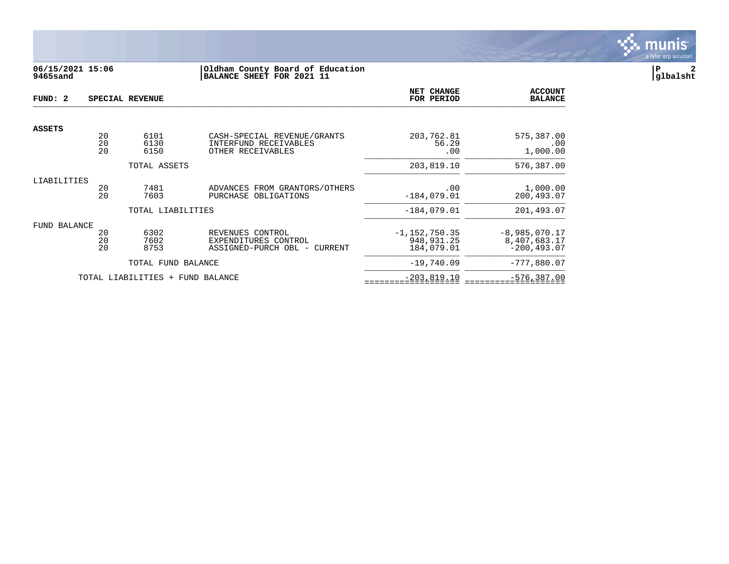06/15/2021 15:06
9465sand

Oldham County Board of Education
BALANCE SHEET FOR 2021 11

P 2
glbalsht

| FUND: 2 | | SPECIAL REVENUE | | NET CHANGE FOR PERIOD | ACCOUNT BALANCE |
|---|---|---|---|---|---|
| **ASSETS** | | | | | |
| | 20 | 6101 | CASH-SPECIAL REVENUE/GRANTS | 203,762.81 | 575,387.00 |
| | 20 | 6130 | INTERFUND RECEIVABLES | 56.29 | .00 |
| | 20 | 6150 | OTHER RECEIVABLES | .00 | 1,000.00 |
| | | TOTAL ASSETS | | 203,819.10 | 576,387.00 |
| LIABILITIES | | | | | |
| | 20 | 7481 | ADVANCES FROM GRANTORS/OTHERS | .00 | 1,000.00 |
| | 20 | 7603 | PURCHASE OBLIGATIONS | -184,079.01 | 200,493.07 |
| | | TOTAL LIABILITIES | | -184,079.01 | 201,493.07 |
| FUND BALANCE | | | | | |
| | 20 | 6302 | REVENUES CONTROL | -1,152,750.35 | -8,985,070.17 |
| | 20 | 7602 | EXPENDITURES CONTROL | 948,931.25 | 8,407,683.17 |
| | 20 | 8753 | ASSIGNED-PURCH OBL - CURRENT | 184,079.01 | -200,493.07 |
| | | TOTAL FUND BALANCE | | -19,740.09 | -777,880.07 |
| | TOTAL LIABILITIES + FUND BALANCE | | | -203,819.10 | -576,387.00 |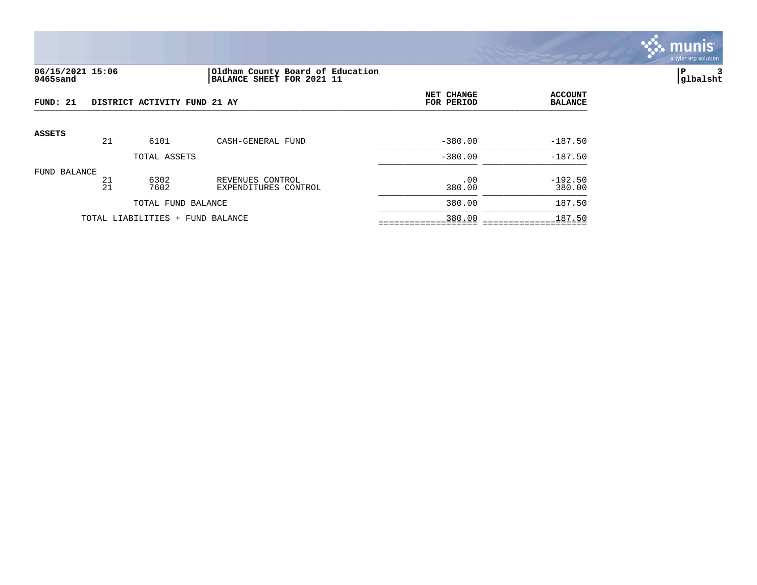06/15/2021 15:06
9465sand

Oldham County Board of Education
BALANCE SHEET FOR 2021 11

glbalsht

| FUND: 21 | DISTRICT ACTIVITY FUND 21 AY | | | NET CHANGE FOR PERIOD | ACCOUNT BALANCE |
|---|---|---|---|---|---|
| **ASSETS** | | | | | |
| | 21 | 6101 | CASH-GENERAL FUND | -380.00 | -187.50 |
| | | TOTAL ASSETS | | -380.00 | -187.50 |
| FUND BALANCE | | | | | |
| | 21 | 6302 | REVENUES CONTROL | .00 | -192.50 |
| | 21 | 7602 | EXPENDITURES CONTROL | 380.00 | 380.00 |
| | | TOTAL FUND BALANCE | | 380.00 | 187.50 |
| | TOTAL LIABILITIES + FUND BALANCE | | | 380.00 | 187.50 |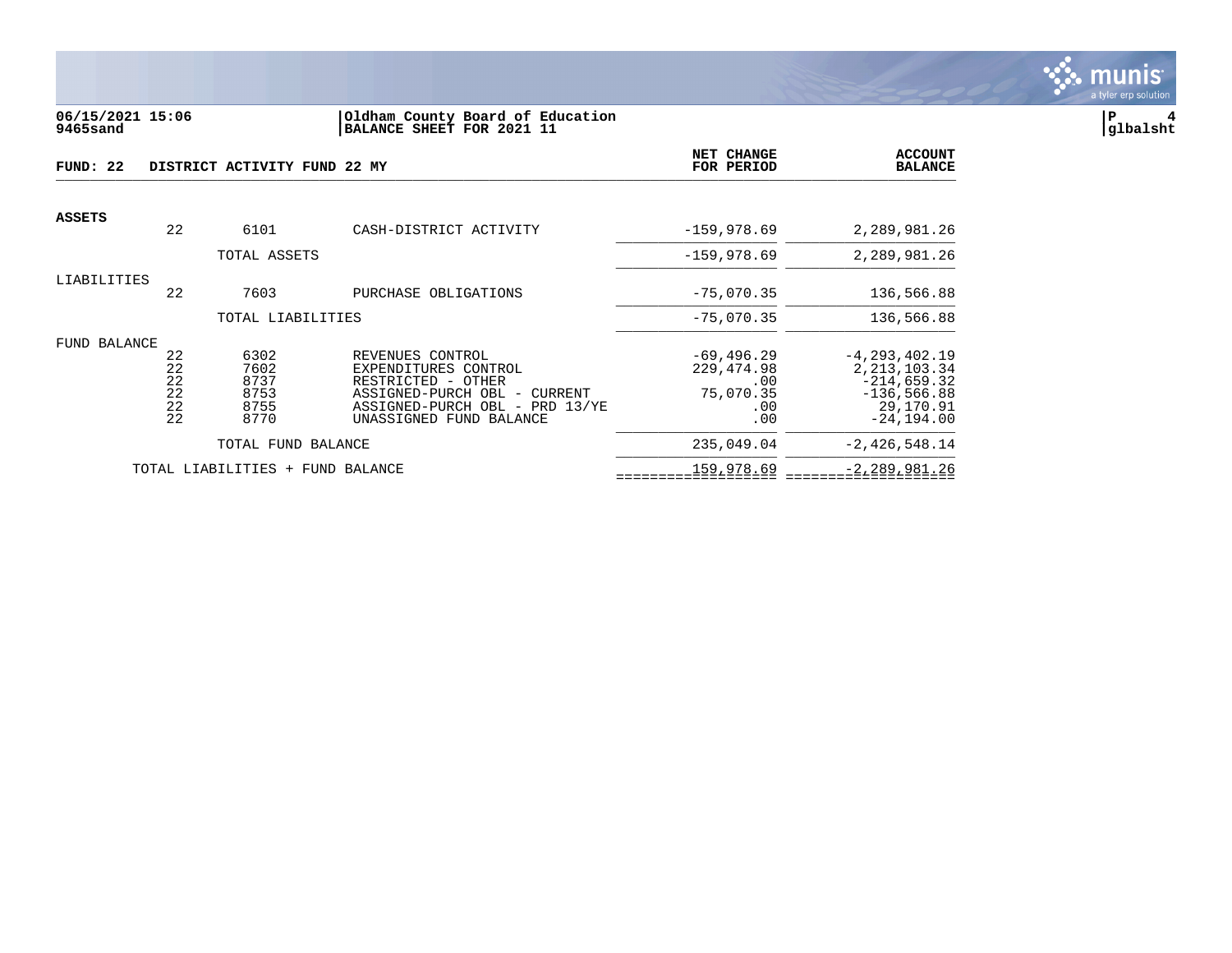06/15/2021 15:06 | Oldham County Board of Education | P 4
9465sand | BALANCE SHEET FOR 2021 11 | glbalsht

**FUND: 22 DISTRICT ACTIVITY FUND 22 MY**

| | | | | NET CHANGE FOR PERIOD | ACCOUNT BALANCE |
|---|---|---|---|---|---|
| **ASSETS** | | | | | |
| | 22 | 6101 | CASH-DISTRICT ACTIVITY | -159,978.69 | 2,289,981.26 |
| | | TOTAL ASSETS | | -159,978.69 | 2,289,981.26 |
| LIABILITIES | | | | | |
| | 22 | 7603 | PURCHASE OBLIGATIONS | -75,070.35 | 136,566.88 |
| | | TOTAL LIABILITIES | | -75,070.35 | 136,566.88 |
| FUND BALANCE | | | | | |
| | 22 | 6302 | REVENUES CONTROL | -69,496.29 | -4,293,402.19 |
| | 22 | 7602 | EXPENDITURES CONTROL | 229,474.98 | 2,213,103.34 |
| | 22 | 8737 | RESTRICTED - OTHER | .00 | -214,659.32 |
| | 22 | 8753 | ASSIGNED-PURCH OBL - CURRENT | 75,070.35 | -136,566.88 |
| | 22 | 8755 | ASSIGNED-PURCH OBL - PRD 13/YE | .00 | 29,170.91 |
| | 22 | 8770 | UNASSIGNED FUND BALANCE | .00 | -24,194.00 |
| | | TOTAL FUND BALANCE | | 235,049.04 | -2,426,548.14 |
| | TOTAL LIABILITIES + FUND BALANCE | | | 159,978.69 | -2,289,981.26 |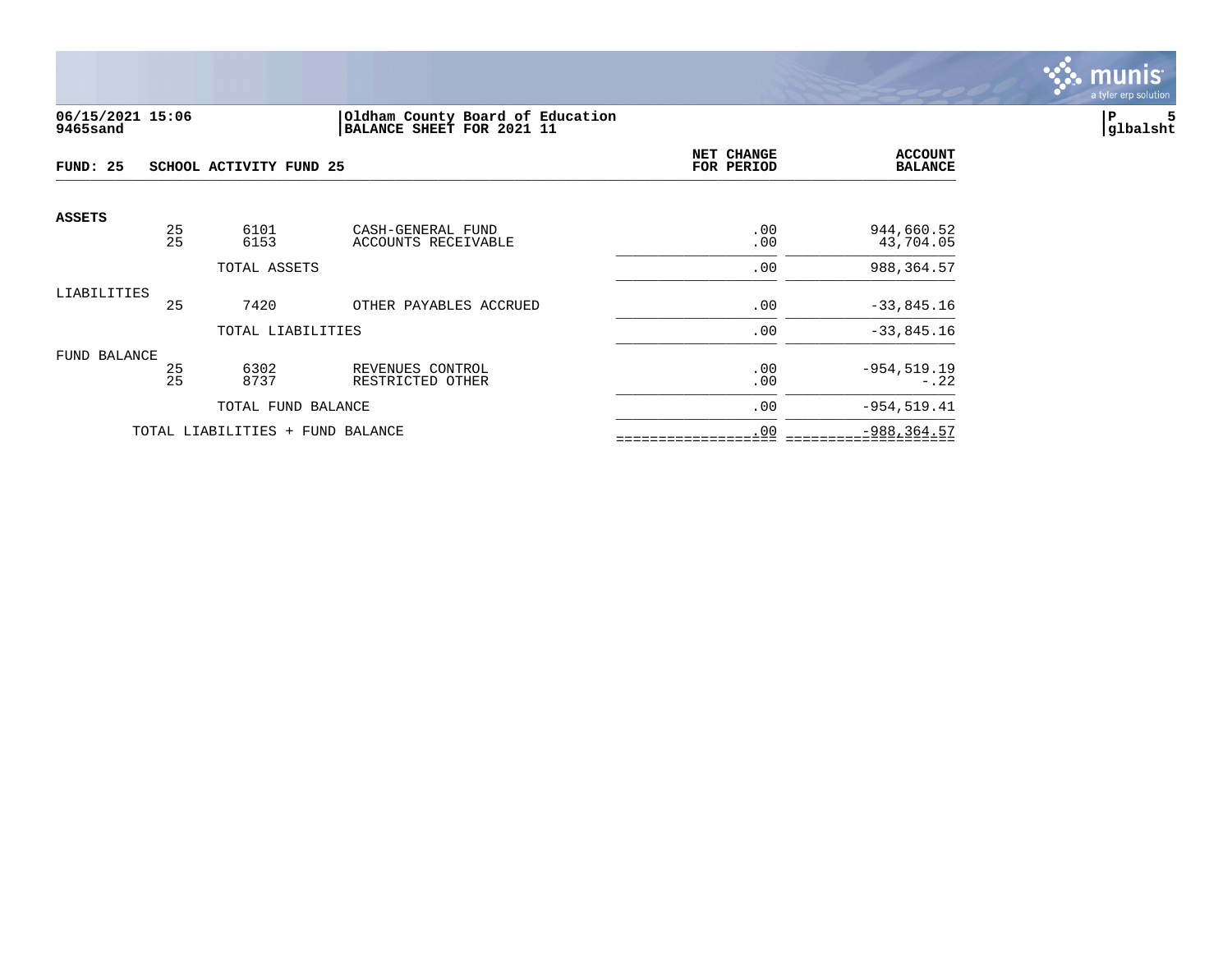**06/15/2021 15:06**
**9465sand**

**Oldham County Board of Education**
**BALANCE SHEET FOR 2021 11**

**P 5**
**glbalsht**

| FUND: 25 | | | SCHOOL ACTIVITY FUND 25 | NET CHANGE FOR PERIOD | ACCOUNT BALANCE |
|---|---|---|---|---|---|
| **ASSETS** | | | | | |
| | 25 | 6101 | CASH-GENERAL FUND | .00 | 944,660.52 |
| | 25 | 6153 | ACCOUNTS RECEIVABLE | .00 | 43,704.05 |
| | | TOTAL ASSETS | | .00 | 988,364.57 |
| LIABILITIES | | | | | |
| | 25 | 7420 | OTHER PAYABLES ACCRUED | .00 | -33,845.16 |
| | | TOTAL LIABILITIES | | .00 | -33,845.16 |
| FUND BALANCE | | | | | |
| | 25 | 6302 | REVENUES CONTROL | .00 | -954,519.19 |
| | 25 | 8737 | RESTRICTED OTHER | .00 | -.22 |
| | | TOTAL FUND BALANCE | | .00 | -954,519.41 |
| | TOTAL LIABILITIES + FUND BALANCE | | | .00 | -988,364.57 |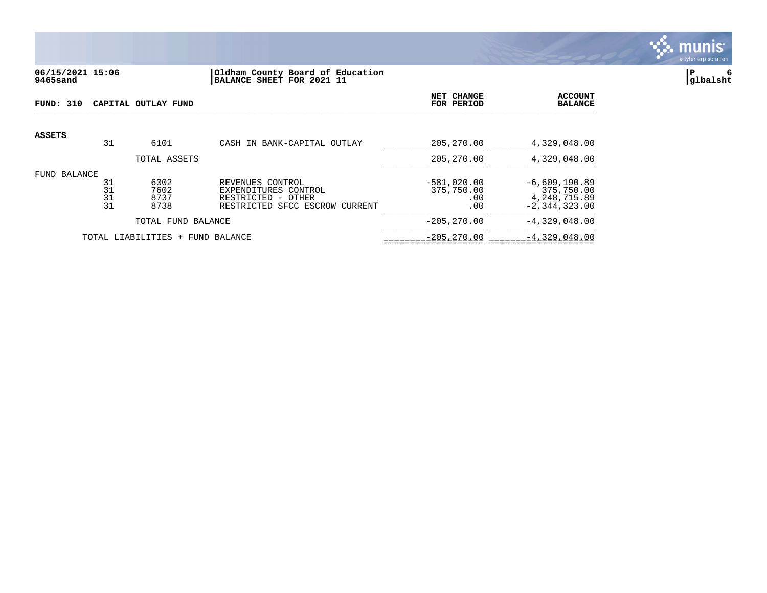06/15/2021 15:06
9465sand

Oldham County Board of Education
BALANCE SHEET FOR 2021 11

glbalsht

| FUND: 310 CAPITAL OUTLAY FUND | | | | NET CHANGE FOR PERIOD | ACCOUNT BALANCE |
|---|---|---|---|---|---|
| **ASSETS** | | | | | |
| | 31 | 6101 | CASH IN BANK-CAPITAL OUTLAY | 205,270.00 | 4,329,048.00 |
| | | TOTAL ASSETS | | 205,270.00 | 4,329,048.00 |
| FUND BALANCE | | | | | |
| | 31 | 6302 | REVENUES CONTROL | -581,020.00 | -6,609,190.89 |
| | 31 | 7602 | EXPENDITURES CONTROL | 375,750.00 | 375,750.00 |
| | 31 | 8737 | RESTRICTED - OTHER | .00 | 4,248,715.89 |
| | 31 | 8738 | RESTRICTED SFCC ESCROW CURRENT | .00 | -2,344,323.00 |
| | | TOTAL FUND BALANCE | | -205,270.00 | -4,329,048.00 |
| | TOTAL LIABILITIES + FUND BALANCE | | | -205,270.00 | -4,329,048.00 |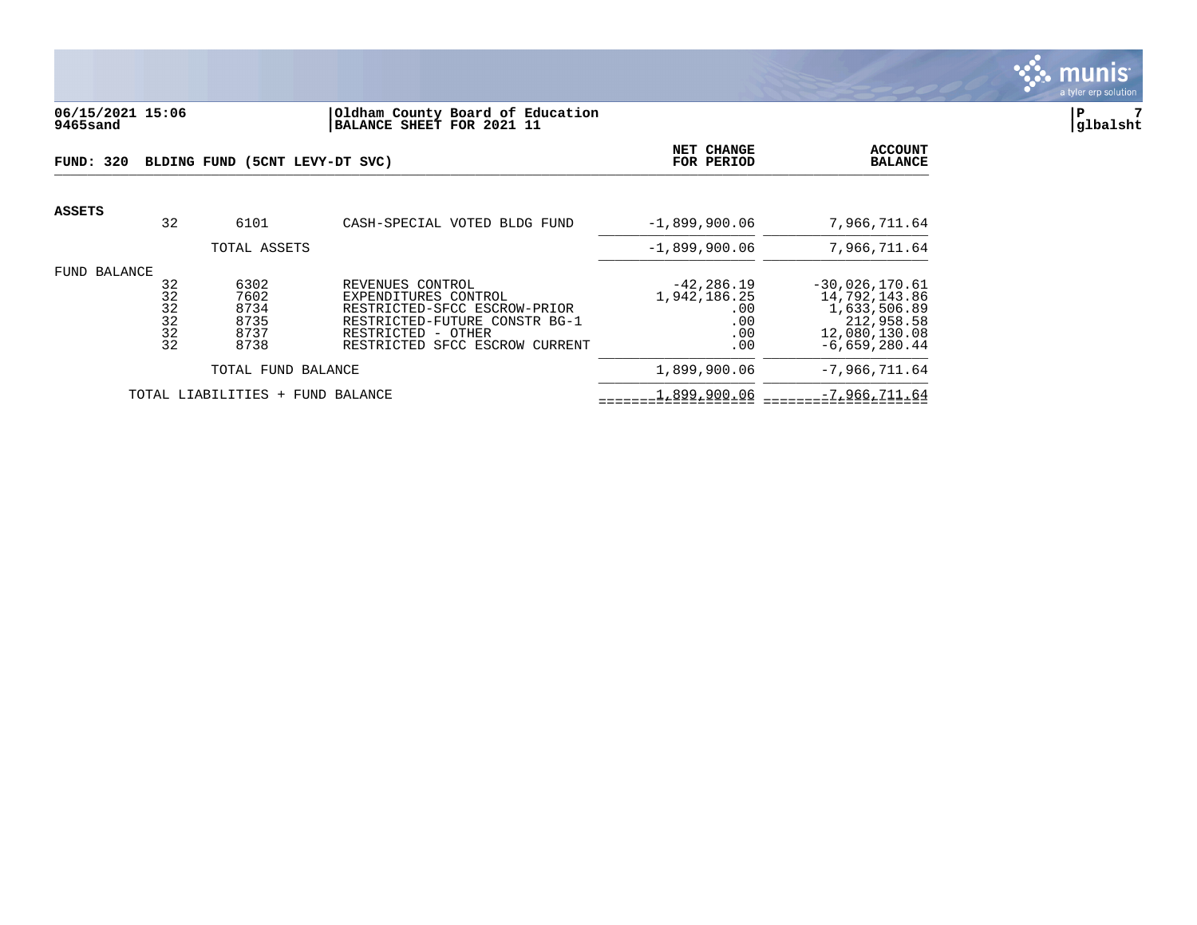**06/15/2021 15:06**
**9465sand**

**Oldham County Board of Education**
**BALANCE SHEET FOR 2021 11**

**P 7**
**glbalsht**

| FUND: 320 BLDING FUND (5CNT LEVY-DT SVC) | | | | NET CHANGE FOR PERIOD | ACCOUNT BALANCE |
|---|---|---|---|---|---|
| **ASSETS** | | | | | |
| | 32 | 6101 | CASH-SPECIAL VOTED BLDG FUND | -1,899,900.06 | 7,966,711.64 |
| | | TOTAL ASSETS | | -1,899,900.06 | 7,966,711.64 |
| FUND BALANCE | | | | | |
| | 32 | 6302 | REVENUES CONTROL | -42,286.19 | -30,026,170.61 |
| | 32 | 7602 | EXPENDITURES CONTROL | 1,942,186.25 | 14,792,143.86 |
| | 32 | 8734 | RESTRICTED-SFCC ESCROW-PRIOR | .00 | 1,633,506.89 |
| | 32 | 8735 | RESTRICTED-FUTURE CONSTR BG-1 | .00 | 212,958.58 |
| | 32 | 8737 | RESTRICTED - OTHER | .00 | 12,080,130.08 |
| | 32 | 8738 | RESTRICTED SFCC ESCROW CURRENT | .00 | -6,659,280.44 |
| | | TOTAL FUND BALANCE | | 1,899,900.06 | -7,966,711.64 |
| | TOTAL LIABILITIES + FUND BALANCE | | | 1,899,900.06 | -7,966,711.64 |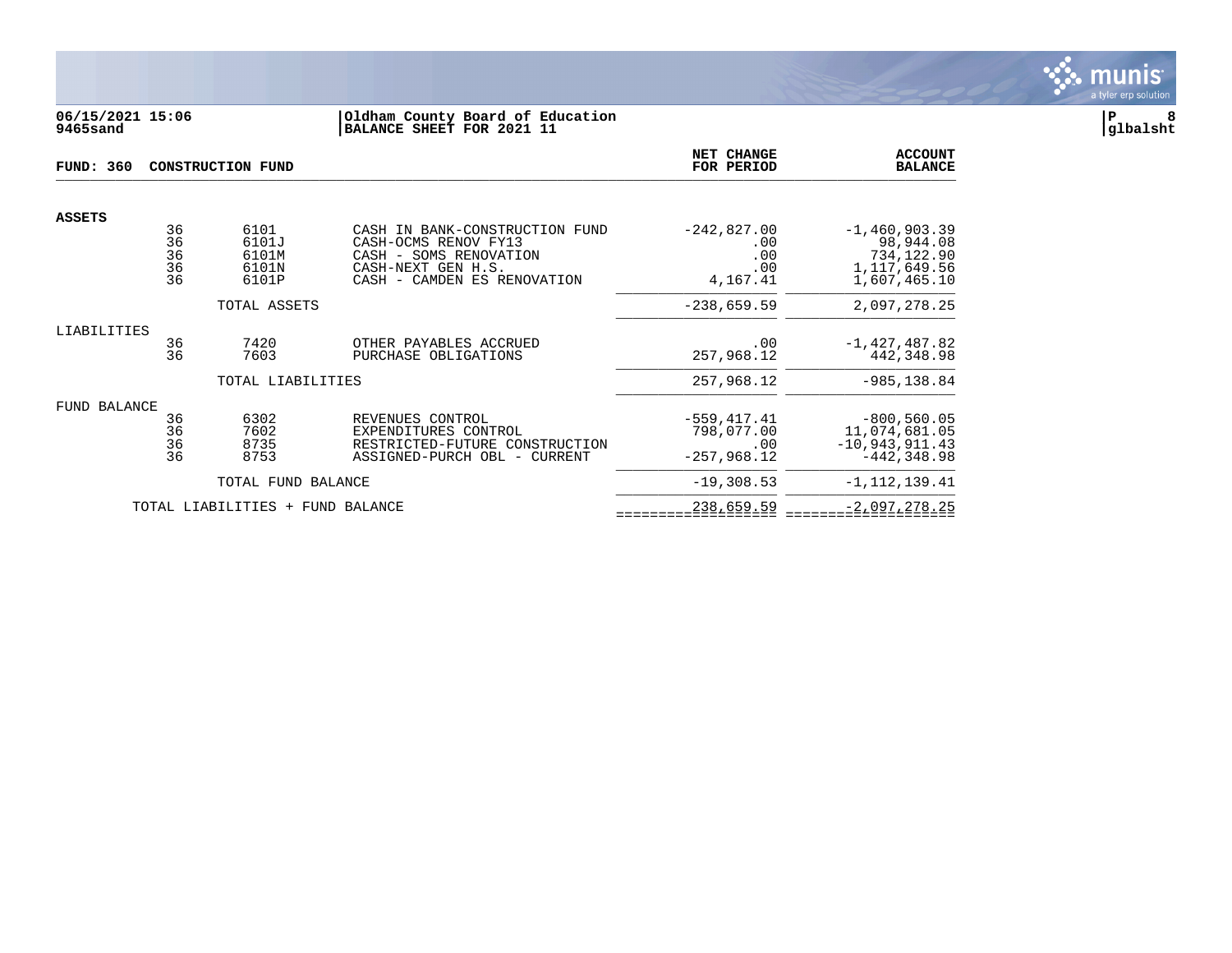06/15/2021 15:06
9465sand

**Oldham County Board of Education**
**BALANCE SHEET FOR 2021 11**

P 8
glbalsht

| FUND: 360 CONSTRUCTION FUND | | | | NET CHANGE FOR PERIOD | ACCOUNT BALANCE |
|---|---|---|---|---|---|
| **ASSETS** | | | | | |
| | 36 | 6101 | CASH IN BANK-CONSTRUCTION FUND | -242,827.00 | -1,460,903.39 |
| | 36 | 6101J | CASH-OCMS RENOV FY13 | .00 | 98,944.08 |
| | 36 | 6101M | CASH - SOMS RENOVATION | .00 | 734,122.90 |
| | 36 | 6101N | CASH-NEXT GEN H.S. | .00 | 1,117,649.56 |
| | 36 | 6101P | CASH - CAMDEN ES RENOVATION | 4,167.41 | 1,607,465.10 |
| | | TOTAL ASSETS | | -238,659.59 | 2,097,278.25 |
| LIABILITIES | | | | | |
| | 36 | 7420 | OTHER PAYABLES ACCRUED | .00 | -1,427,487.82 |
| | 36 | 7603 | PURCHASE OBLIGATIONS | 257,968.12 | 442,348.98 |
| | | TOTAL LIABILITIES | | 257,968.12 | -985,138.84 |
| FUND BALANCE | | | | | |
| | 36 | 6302 | REVENUES CONTROL | -559,417.41 | -800,560.05 |
| | 36 | 7602 | EXPENDITURES CONTROL | 798,077.00 | 11,074,681.05 |
| | 36 | 8735 | RESTRICTED-FUTURE CONSTRUCTION | .00 | -10,943,911.43 |
| | 36 | 8753 | ASSIGNED-PURCH OBL - CURRENT | -257,968.12 | -442,348.98 |
| | | TOTAL FUND BALANCE | | -19,308.53 | -1,112,139.41 |
| | TOTAL LIABILITIES + FUND BALANCE | | | 238,659.59 | -2,097,278.25 |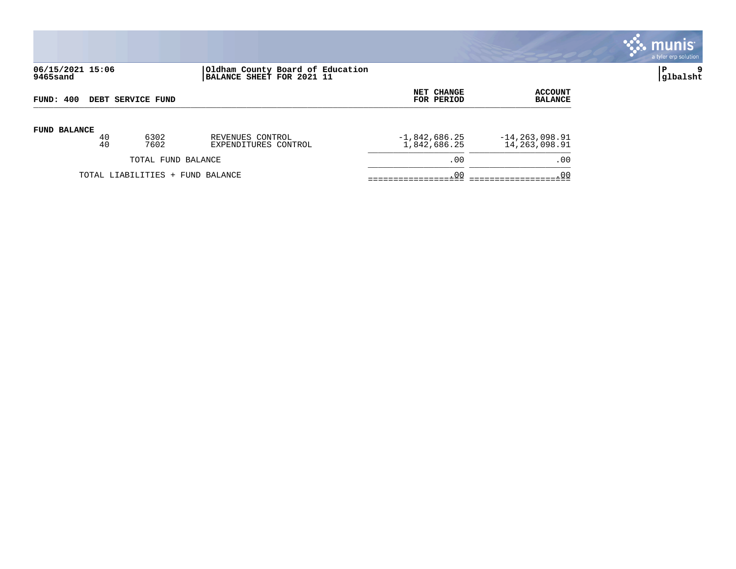**06/15/2021 15:06** | **Oldham County Board of Education** | **P 9**
**9465sand** | **BALANCE SHEET FOR 2021 11** | **glbalsht**

| FUND: 400 DEBT SERVICE FUND | | | NET CHANGE FOR PERIOD | ACCOUNT BALANCE |
|---|---|---|---|---|
| **FUND BALANCE** | | | | |
| 40 | 6302 | REVENUES CONTROL | -1,842,686.25 | -14,263,098.91 |
| 40 | 7602 | EXPENDITURES CONTROL | 1,842,686.25 | 14,263,098.91 |
| TOTAL FUND BALANCE | | | .00 | .00 |
| TOTAL LIABILITIES + FUND BALANCE | | | .00 | .00 |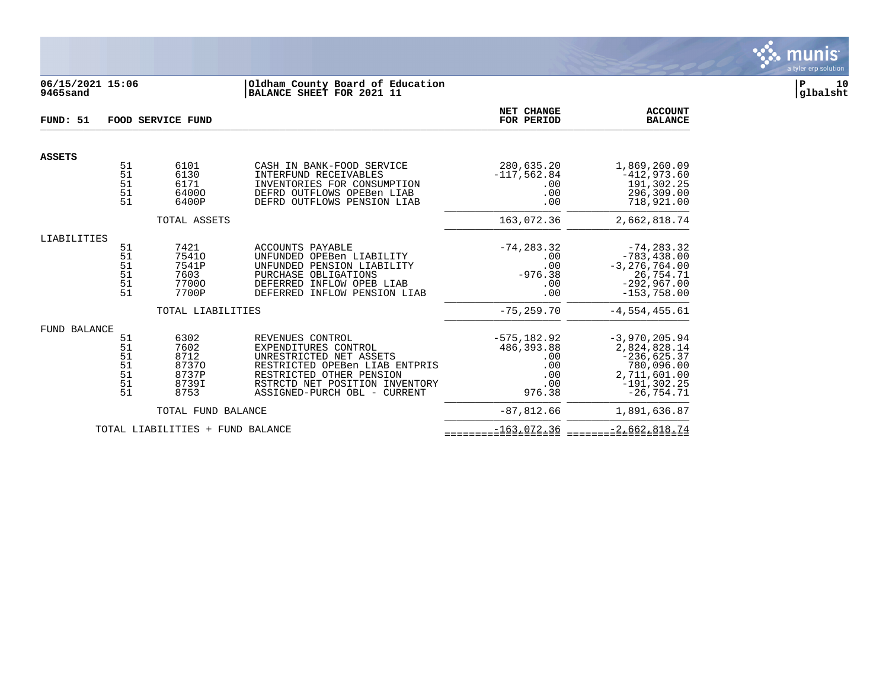06/15/2021 15:06
9465sand

Oldham County Board of Education
BALANCE SHEET FOR 2021 11

glbalsht

| FUND: 51 | FOOD SERVICE FUND | | | NET CHANGE FOR PERIOD | ACCOUNT BALANCE |
|---|---|---|---|---|---|
| **ASSETS** | | | | | |
| | 51 | 6101 | CASH IN BANK-FOOD SERVICE | 280,635.20 | 1,869,260.09 |
| | 51 | 6130 | INTERFUND RECEIVABLES | -117,562.84 | -412,973.60 |
| | 51 | 6171 | INVENTORIES FOR CONSUMPTION | .00 | 191,302.25 |
| | 51 | 6400O | DEFRD OUTFLOWS OPEBen LIAB | .00 | 296,309.00 |
| | 51 | 6400P | DEFRD OUTFLOWS PENSION LIAB | .00 | 718,921.00 |
| | TOTAL ASSETS | | | 163,072.36 | 2,662,818.74 |
| LIABILITIES | | | | | |
| | 51 | 7421 | ACCOUNTS PAYABLE | -74,283.32 | -74,283.32 |
| | 51 | 7541O | UNFUNDED OPEBen LIABILITY | .00 | -783,438.00 |
| | 51 | 7541P | UNFUNDED PENSION LIABILITY | .00 | -3,276,764.00 |
| | 51 | 7603 | PURCHASE OBLIGATIONS | -976.38 | 26,754.71 |
| | 51 | 7700O | DEFERRED INFLOW OPEB LIAB | .00 | -292,967.00 |
| | 51 | 7700P | DEFERRED INFLOW PENSION LIAB | .00 | -153,758.00 |
| | TOTAL LIABILITIES | | | -75,259.70 | -4,554,455.61 |
| FUND BALANCE | | | | | |
| | 51 | 6302 | REVENUES CONTROL | -575,182.92 | -3,970,205.94 |
| | 51 | 7602 | EXPENDITURES CONTROL | 486,393.88 | 2,824,828.14 |
| | 51 | 8712 | UNRESTRICTED NET ASSETS | .00 | -236,625.37 |
| | 51 | 8737O | RESTRICTED OPEBen LIAB ENTPRIS | .00 | 780,096.00 |
| | 51 | 8737P | RESTRICTED OTHER PENSION | .00 | 2,711,601.00 |
| | 51 | 8739I | RSTRCTD NET POSITION INVENTORY | .00 | -191,302.25 |
| | 51 | 8753 | ASSIGNED-PURCH OBL - CURRENT | 976.38 | -26,754.71 |
| | TOTAL FUND BALANCE | | | -87,812.66 | 1,891,636.87 |
| | TOTAL LIABILITIES + FUND BALANCE | | | -163,072.36 | -2,662,818.74 |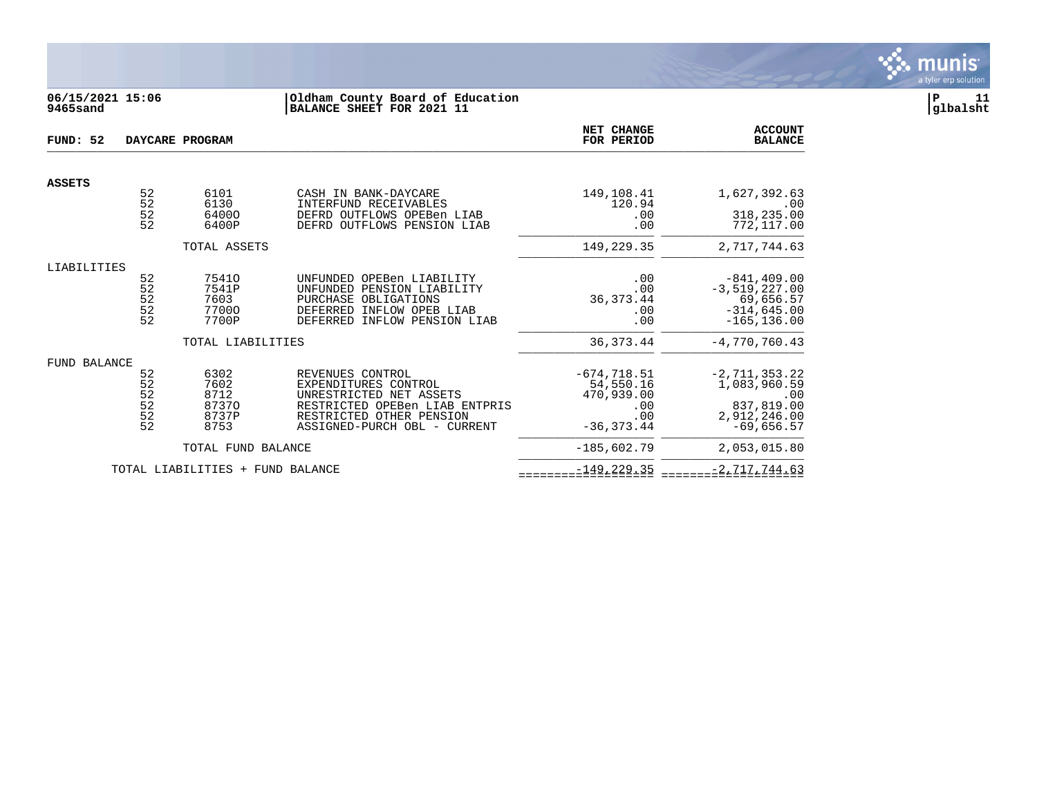06/15/2021 15:06 | Oldham County Board of Education | P 11
9465sand | BALANCE SHEET FOR 2021 11 | glbalsht

**FUND: 52 DAYCARE PROGRAM**

| | | | | NET CHANGE FOR PERIOD | ACCOUNT BALANCE |
|---|---|---|---|---|---|
| **ASSETS** | | | | | |
| | 52 | 6101 | CASH IN BANK-DAYCARE | 149,108.41 | 1,627,392.63 |
| | 52 | 6130 | INTERFUND RECEIVABLES | 120.94 | .00 |
| | 52 | 6400O | DEFRD OUTFLOWS OPEBen LIAB | .00 | 318,235.00 |
| | 52 | 6400P | DEFRD OUTFLOWS PENSION LIAB | .00 | 772,117.00 |
| | | TOTAL ASSETS | | 149,229.35 | 2,717,744.63 |
| LIABILITIES | | | | | |
| | 52 | 7541O | UNFUNDED OPEBen LIABILITY | .00 | -841,409.00 |
| | 52 | 7541P | UNFUNDED PENSION LIABILITY | .00 | -3,519,227.00 |
| | 52 | 7603 | PURCHASE OBLIGATIONS | 36,373.44 | 69,656.57 |
| | 52 | 7700O | DEFERRED INFLOW OPEB LIAB | .00 | -314,645.00 |
| | 52 | 7700P | DEFERRED INFLOW PENSION LIAB | .00 | -165,136.00 |
| | | TOTAL LIABILITIES | | 36,373.44 | -4,770,760.43 |
| FUND BALANCE | | | | | |
| | 52 | 6302 | REVENUES CONTROL | -674,718.51 | -2,711,353.22 |
| | 52 | 7602 | EXPENDITURES CONTROL | 54,550.16 | 1,083,960.59 |
| | 52 | 8712 | UNRESTRICTED NET ASSETS | 470,939.00 | .00 |
| | 52 | 8737O | RESTRICTED OPEBen LIAB ENTPRIS | .00 | 837,819.00 |
| | 52 | 8737P | RESTRICTED OTHER PENSION | .00 | 2,912,246.00 |
| | 52 | 8753 | ASSIGNED-PURCH OBL - CURRENT | -36,373.44 | -69,656.57 |
| | | TOTAL FUND BALANCE | | -185,602.79 | 2,053,015.80 |
| | TOTAL LIABILITIES + FUND BALANCE | | | -149,229.35 | -2,717,744.63 |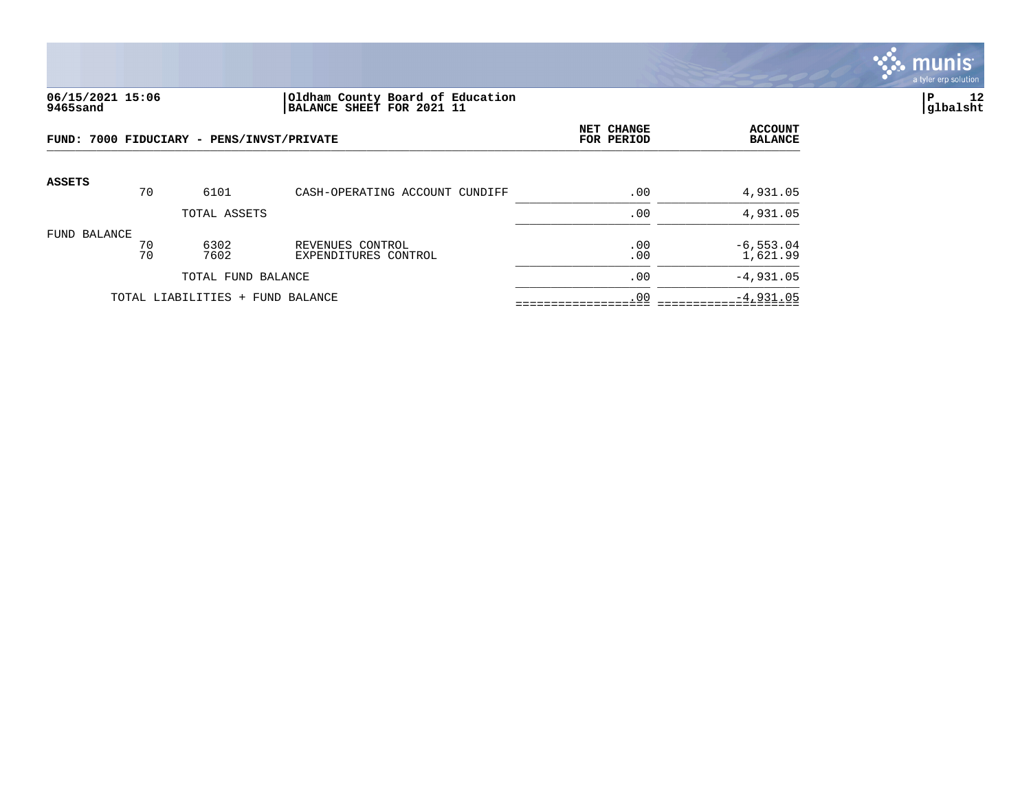06/15/2021 15:06
9465sand

Oldham County Board of Education
BALANCE SHEET FOR 2021 11

glbalsht

## FUND: 7000 FIDUCIARY - PENS/INVST/PRIVATE

| | | | | NET CHANGE FOR PERIOD | ACCOUNT BALANCE |
|---|---|---|---|---|---|
| **ASSETS** | 70 | 6101 | CASH-OPERATING ACCOUNT CUNDIFF | .00 | 4,931.05 |
| | | TOTAL ASSETS | | .00 | 4,931.05 |
| FUND BALANCE | 70 | 6302 | REVENUES CONTROL | .00 | -6,553.04 |
| | 70 | 7602 | EXPENDITURES CONTROL | .00 | 1,621.99 |
| | | TOTAL FUND BALANCE | | .00 | -4,931.05 |
| | TOTAL LIABILITIES + FUND BALANCE | | | .00 | -4,931.05 |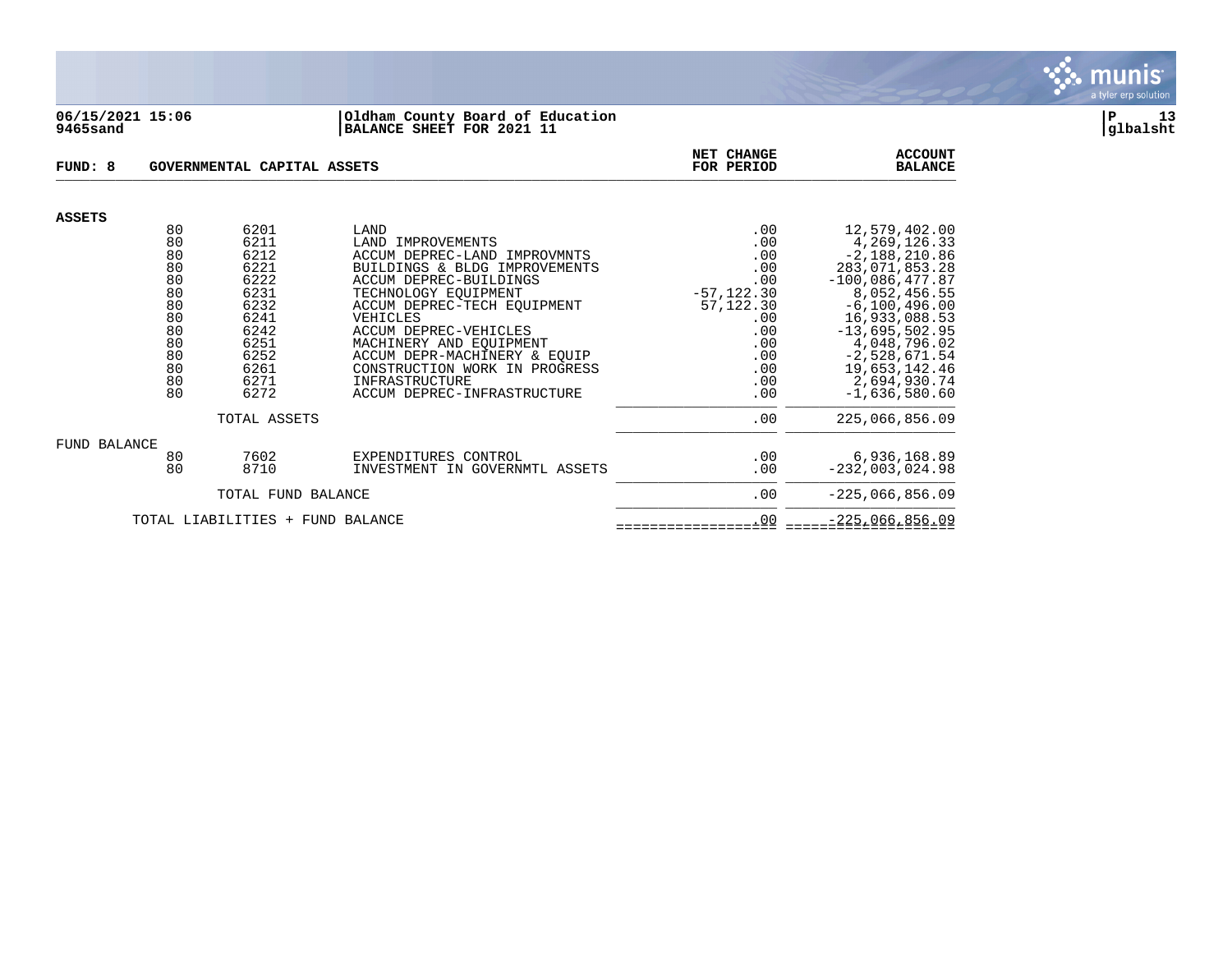06/15/2021 15:06
9465sand

Oldham County Board of Education
BALANCE SHEET FOR 2021 11

P 13
glbalsht

| FUND: 8 | | GOVERNMENTAL CAPITAL ASSETS | NET CHANGE FOR PERIOD | ACCOUNT BALANCE |
|---|---|---|---|---|
| **ASSETS** | | | | |
| 80 | 6201 | LAND | .00 | 12,579,402.00 |
| 80 | 6211 | LAND IMPROVEMENTS | .00 | 4,269,126.33 |
| 80 | 6212 | ACCUM DEPREC-LAND IMPROVMNTS | .00 | -2,188,210.86 |
| 80 | 6221 | BUILDINGS & BLDG IMPROVEMENTS | .00 | 283,071,853.28 |
| 80 | 6222 | ACCUM DEPREC-BUILDINGS | .00 | -100,086,477.87 |
| 80 | 6231 | TECHNOLOGY EQUIPMENT | -57,122.30 | 8,052,456.55 |
| 80 | 6232 | ACCUM DEPREC-TECH EQUIPMENT | 57,122.30 | -6,100,496.00 |
| 80 | 6241 | VEHICLES | .00 | 16,933,088.53 |
| 80 | 6242 | ACCUM DEPREC-VEHICLES | .00 | -13,695,502.95 |
| 80 | 6251 | MACHINERY AND EQUIPMENT | .00 | 4,048,796.02 |
| 80 | 6252 | ACCUM DEPR-MACHINERY & EQUIP | .00 | -2,528,671.54 |
| 80 | 6261 | CONSTRUCTION WORK IN PROGRESS | .00 | 19,653,142.46 |
| 80 | 6271 | INFRASTRUCTURE | .00 | 2,694,930.74 |
| 80 | 6272 | ACCUM DEPREC-INFRASTRUCTURE | .00 | -1,636,580.60 |
| | TOTAL ASSETS | | .00 | 225,066,856.09 |
| FUND BALANCE | | | | |
| 80 | 7602 | EXPENDITURES CONTROL | .00 | 6,936,168.89 |
| 80 | 8710 | INVESTMENT IN GOVERNMTL ASSETS | .00 | -232,003,024.98 |
| | TOTAL FUND BALANCE | | .00 | -225,066,856.09 |
| TOTAL LIABILITIES + FUND BALANCE | | | .00 | -225,066,856.09 |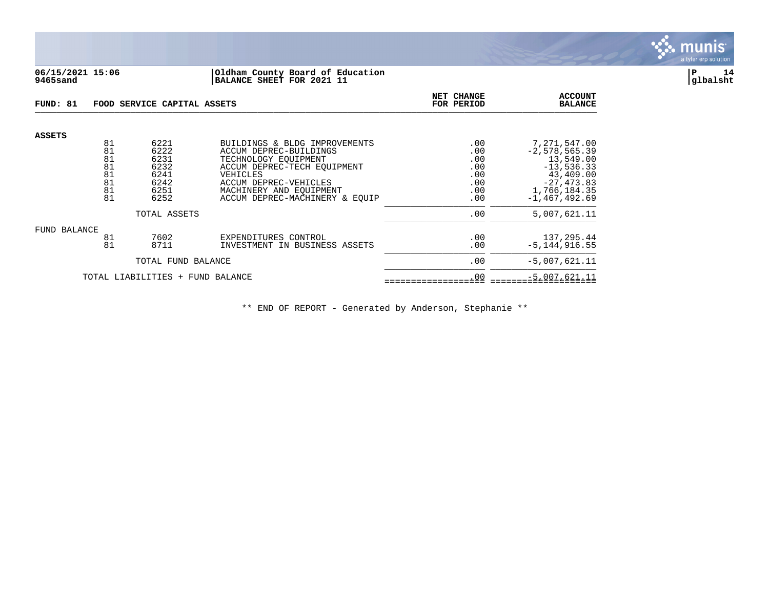06/15/2021 15:06 | Oldham County Board of Education | P 14
9465sand | BALANCE SHEET FOR 2021 11 | glbalsht

| FUND: 81 | FOOD SERVICE CAPITAL ASSETS | | NET CHANGE FOR PERIOD | ACCOUNT BALANCE |
|---|---|---|---|---|
| **ASSETS** | | | | |
| 81 | 6221 | BUILDINGS & BLDG IMPROVEMENTS | .00 | 7,271,547.00 |
| 81 | 6222 | ACCUM DEPREC-BUILDINGS | .00 | -2,578,565.39 |
| 81 | 6231 | TECHNOLOGY EQUIPMENT | .00 | 13,549.00 |
| 81 | 6232 | ACCUM DEPREC-TECH EQUIPMENT | .00 | -13,536.33 |
| 81 | 6241 | VEHICLES | .00 | 43,409.00 |
| 81 | 6242 | ACCUM DEPREC-VEHICLES | .00 | -27,473.83 |
| 81 | 6251 | MACHINERY AND EQUIPMENT | .00 | 1,766,184.35 |
| 81 | 6252 | ACCUM DEPREC-MACHINERY & EQUIP | .00 | -1,467,492.69 |
| | TOTAL ASSETS | | .00 | 5,007,621.11 |
| FUND BALANCE | | | | |
| 81 | 7602 | EXPENDITURES CONTROL | .00 | 137,295.44 |
| 81 | 8711 | INVESTMENT IN BUSINESS ASSETS | .00 | -5,144,916.55 |
| | TOTAL FUND BALANCE | | .00 | -5,007,621.11 |
| | TOTAL LIABILITIES + FUND BALANCE | | .00 | -5,007,621.11 |

** END OF REPORT - Generated by Anderson, Stephanie **